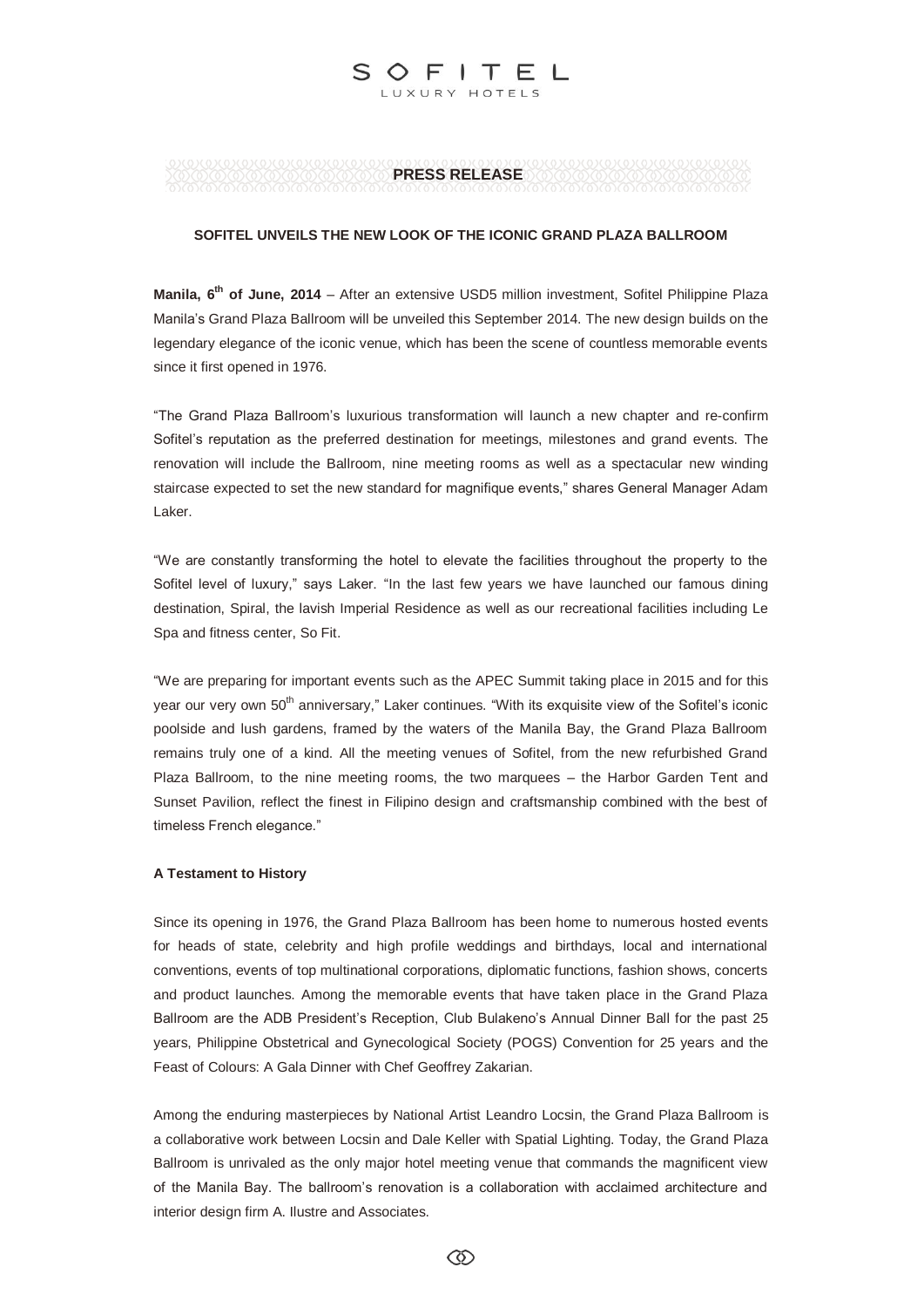SOFITEL
LUXURY HOTELS

**PRESS RELEASE**

### SOFITEL UNVEILS THE NEW LOOK OF THE ICONIC GRAND PLAZA BALLROOM

**Manila, 6th of June, 2014** – After an extensive USD5 million investment, Sofitel Philippine Plaza Manila's Grand Plaza Ballroom will be unveiled this September 2014. The new design builds on the legendary elegance of the iconic venue, which has been the scene of countless memorable events since it first opened in 1976.

"The Grand Plaza Ballroom's luxurious transformation will launch a new chapter and re-confirm Sofitel's reputation as the preferred destination for meetings, milestones and grand events. The renovation will include the Ballroom, nine meeting rooms as well as a spectacular new winding staircase expected to set the new standard for magnifique events," shares General Manager Adam Laker.

"We are constantly transforming the hotel to elevate the facilities throughout the property to the Sofitel level of luxury," says Laker. "In the last few years we have launched our famous dining destination, Spiral, the lavish Imperial Residence as well as our recreational facilities including Le Spa and fitness center, So Fit.

"We are preparing for important events such as the APEC Summit taking place in 2015 and for this year our very own 50th anniversary," Laker continues. "With its exquisite view of the Sofitel's iconic poolside and lush gardens, framed by the waters of the Manila Bay, the Grand Plaza Ballroom remains truly one of a kind. All the meeting venues of Sofitel, from the new refurbished Grand Plaza Ballroom, to the nine meeting rooms, the two marquees – the Harbor Garden Tent and Sunset Pavilion, reflect the finest in Filipino design and craftsmanship combined with the best of timeless French elegance."

**A Testament to History**

Since its opening in 1976, the Grand Plaza Ballroom has been home to numerous hosted events for heads of state, celebrity and high profile weddings and birthdays, local and international conventions, events of top multinational corporations, diplomatic functions, fashion shows, concerts and product launches. Among the memorable events that have taken place in the Grand Plaza Ballroom are the ADB President's Reception, Club Bulakeno's Annual Dinner Ball for the past 25 years, Philippine Obstetrical and Gynecological Society (POGS) Convention for 25 years and the Feast of Colours: A Gala Dinner with Chef Geoffrey Zakarian.

Among the enduring masterpieces by National Artist Leandro Locsin, the Grand Plaza Ballroom is a collaborative work between Locsin and Dale Keller with Spatial Lighting. Today, the Grand Plaza Ballroom is unrivaled as the only major hotel meeting venue that commands the magnificent view of the Manila Bay. The ballroom's renovation is a collaboration with acclaimed architecture and interior design firm A. Ilustre and Associates.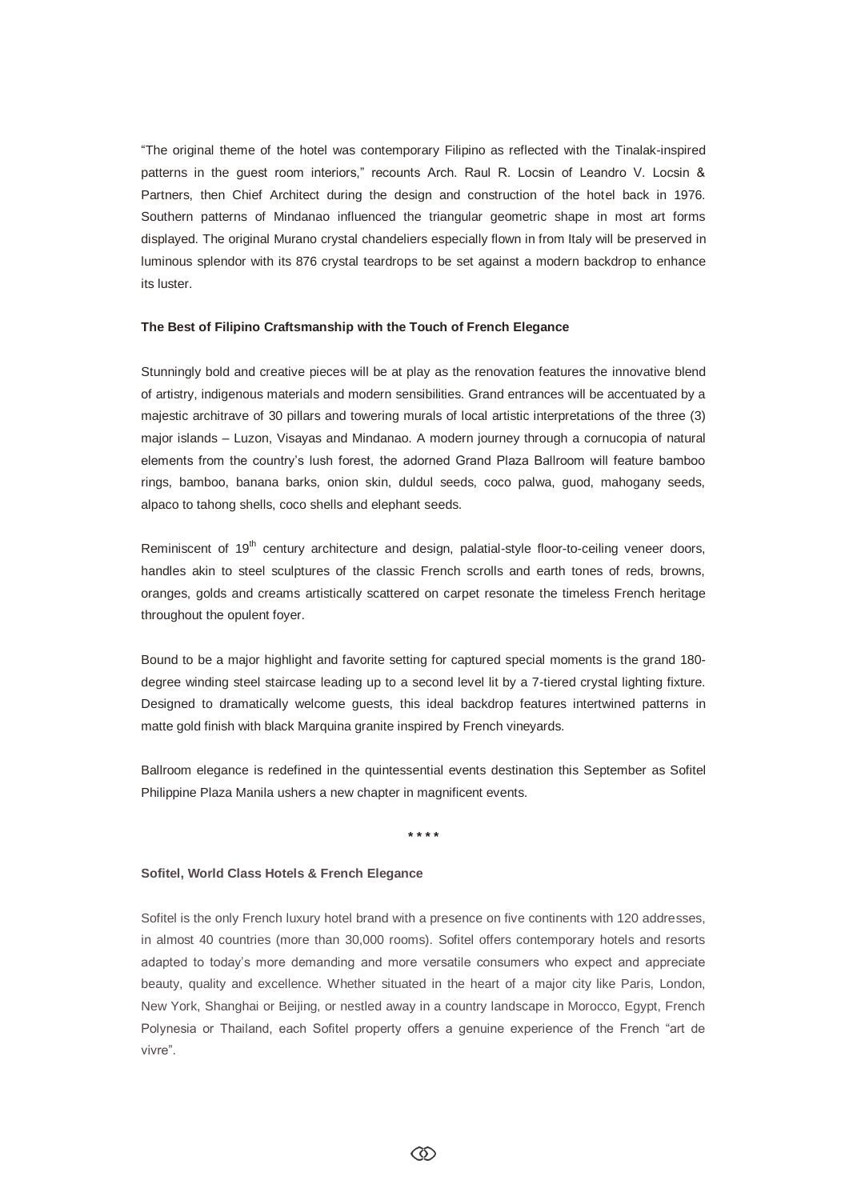"The original theme of the hotel was contemporary Filipino as reflected with the Tinalak-inspired patterns in the guest room interiors," recounts Arch. Raul R. Locsin of Leandro V. Locsin & Partners, then Chief Architect during the design and construction of the hotel back in 1976. Southern patterns of Mindanao influenced the triangular geometric shape in most art forms displayed. The original Murano crystal chandeliers especially flown in from Italy will be preserved in luminous splendor with its 876 crystal teardrops to be set against a modern backdrop to enhance its luster.

**The Best of Filipino Craftsmanship with the Touch of French Elegance**

Stunningly bold and creative pieces will be at play as the renovation features the innovative blend of artistry, indigenous materials and modern sensibilities. Grand entrances will be accentuated by a majestic architrave of 30 pillars and towering murals of local artistic interpretations of the three (3) major islands – Luzon, Visayas and Mindanao. A modern journey through a cornucopia of natural elements from the country's lush forest, the adorned Grand Plaza Ballroom will feature bamboo rings, bamboo, banana barks, onion skin, duldul seeds, coco palwa, guod, mahogany seeds, alpaco to tahong shells, coco shells and elephant seeds.

Reminiscent of 19th century architecture and design, palatial-style floor-to-ceiling veneer doors, handles akin to steel sculptures of the classic French scrolls and earth tones of reds, browns, oranges, golds and creams artistically scattered on carpet resonate the timeless French heritage throughout the opulent foyer.

Bound to be a major highlight and favorite setting for captured special moments is the grand 180-degree winding steel staircase leading up to a second level lit by a 7-tiered crystal lighting fixture. Designed to dramatically welcome guests, this ideal backdrop features intertwined patterns in matte gold finish with black Marquina granite inspired by French vineyards.

Ballroom elegance is redefined in the quintessential events destination this September as Sofitel Philippine Plaza Manila ushers a new chapter in magnificent events.

****

**Sofitel, World Class Hotels & French Elegance**

Sofitel is the only French luxury hotel brand with a presence on five continents with 120 addresses, in almost 40 countries (more than 30,000 rooms). Sofitel offers contemporary hotels and resorts adapted to today's more demanding and more versatile consumers who expect and appreciate beauty, quality and excellence. Whether situated in the heart of a major city like Paris, London, New York, Shanghai or Beijing, or nestled away in a country landscape in Morocco, Egypt, French Polynesia or Thailand, each Sofitel property offers a genuine experience of the French "art de vivre".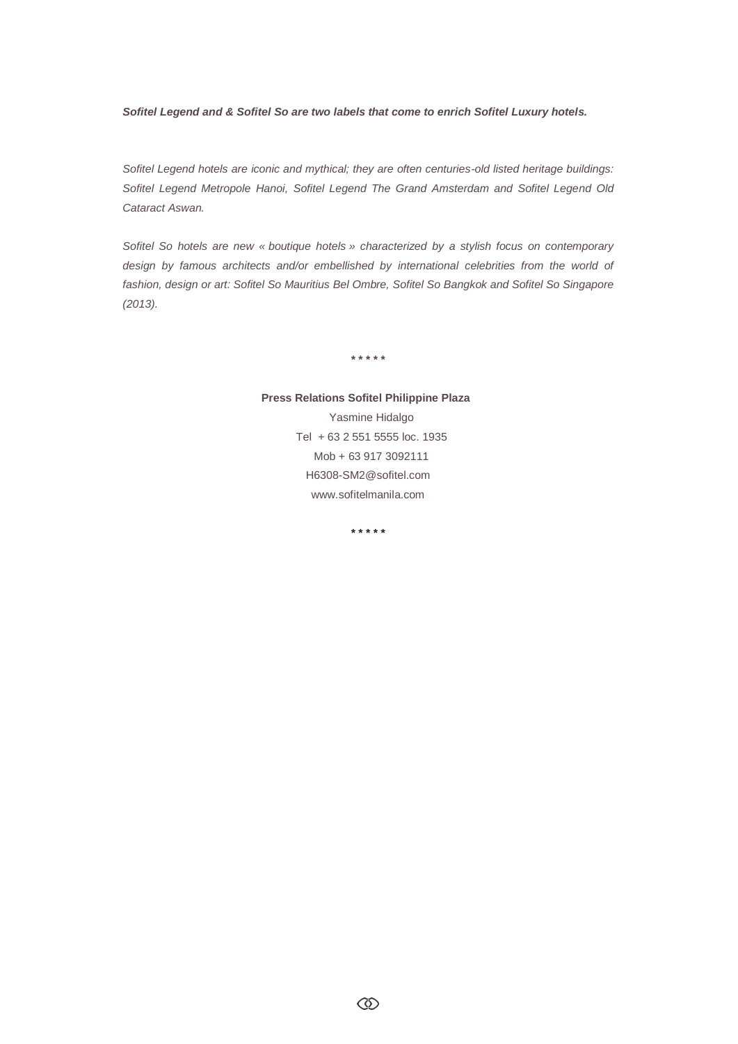***Sofitel Legend and & Sofitel So are two labels that come to enrich Sofitel Luxury hotels.***

*Sofitel Legend hotels are iconic and mythical; they are often centuries-old listed heritage buildings: Sofitel Legend Metropole Hanoi, Sofitel Legend The Grand Amsterdam and Sofitel Legend Old Cataract Aswan.*

*Sofitel So hotels are new « boutique hotels » characterized by a stylish focus on contemporary design by famous architects and/or embellished by international celebrities from the world of fashion, design or art: Sofitel So Mauritius Bel Ombre, Sofitel So Bangkok and Sofitel So Singapore (2013).*

\* \* \* \* \*

**Press Relations Sofitel Philippine Plaza**

Yasmine Hidalgo

Tel + 63 2 551 5555 loc. 1935

Mob + 63 917 3092111

H6308-SM2@sofitel.com

www.sofitelmanila.com

\* \* \* \* \*